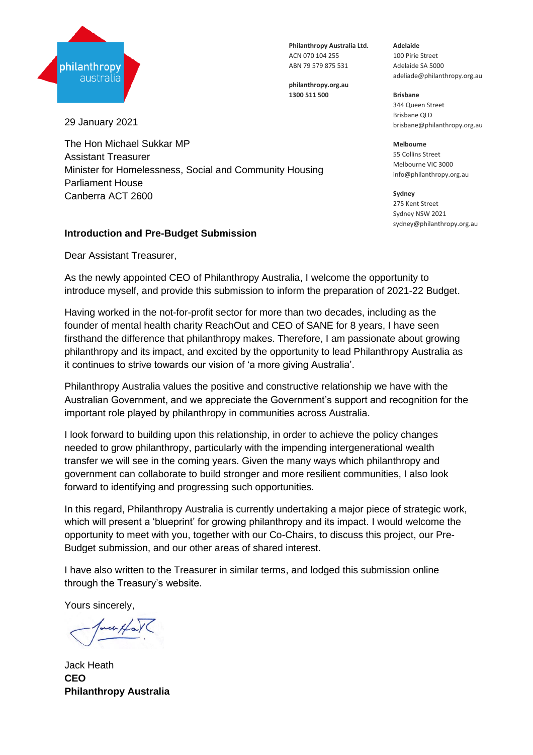philanthropy australia

**Philanthropy Australia Ltd.**
ACN 070 104 255
ABN 79 579 875 531

**philanthropy.org.au**
**1300 511 500**

**Adelaide**
100 Pirie Street
Adelaide SA 5000
adeliade@philanthropy.org.au

**Brisbane**
344 Queen Street
Brisbane QLD
brisbane@philanthropy.org.au

**Melbourne**
55 Collins Street
Melbourne VIC 3000
info@philanthropy.org.au

**Sydney**
275 Kent Street
Sydney NSW 2021
sydney@philanthropy.org.au

29 January 2021

The Hon Michael Sukkar MP
Assistant Treasurer
Minister for Homelessness, Social and Community Housing
Parliament House
Canberra ACT 2600

**Introduction and Pre-Budget Submission**

Dear Assistant Treasurer,

As the newly appointed CEO of Philanthropy Australia, I welcome the opportunity to introduce myself, and provide this submission to inform the preparation of 2021-22 Budget.

Having worked in the not-for-profit sector for more than two decades, including as the founder of mental health charity ReachOut and CEO of SANE for 8 years, I have seen firsthand the difference that philanthropy makes. Therefore, I am passionate about growing philanthropy and its impact, and excited by the opportunity to lead Philanthropy Australia as it continues to strive towards our vision of 'a more giving Australia'.

Philanthropy Australia values the positive and constructive relationship we have with the Australian Government, and we appreciate the Government's support and recognition for the important role played by philanthropy in communities across Australia.

I look forward to building upon this relationship, in order to achieve the policy changes needed to grow philanthropy, particularly with the impending intergenerational wealth transfer we will see in the coming years. Given the many ways which philanthropy and government can collaborate to build stronger and more resilient communities, I also look forward to identifying and progressing such opportunities.

In this regard, Philanthropy Australia is currently undertaking a major piece of strategic work, which will present a 'blueprint' for growing philanthropy and its impact. I would welcome the opportunity to meet with you, together with our Co-Chairs, to discuss this project, our Pre-Budget submission, and our other areas of shared interest.

I have also written to the Treasurer in similar terms, and lodged this submission online through the Treasury's website.

Yours sincerely,

Jack Heath
**CEO**
**Philanthropy Australia**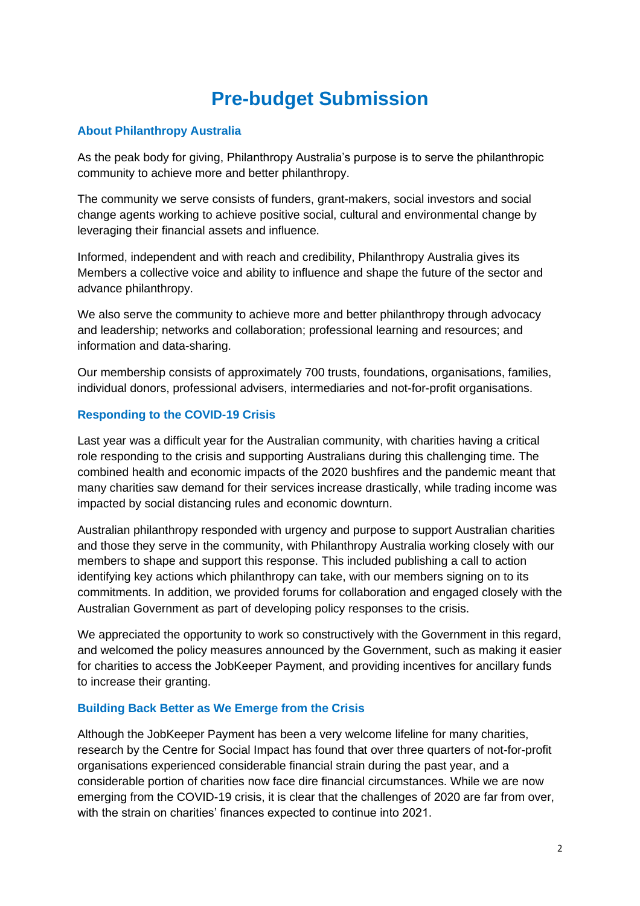# Pre-budget Submission

## About Philanthropy Australia

As the peak body for giving, Philanthropy Australia's purpose is to serve the philanthropic community to achieve more and better philanthropy.

The community we serve consists of funders, grant-makers, social investors and social change agents working to achieve positive social, cultural and environmental change by leveraging their financial assets and influence.

Informed, independent and with reach and credibility, Philanthropy Australia gives its Members a collective voice and ability to influence and shape the future of the sector and advance philanthropy.

We also serve the community to achieve more and better philanthropy through advocacy and leadership; networks and collaboration; professional learning and resources; and information and data-sharing.

Our membership consists of approximately 700 trusts, foundations, organisations, families, individual donors, professional advisers, intermediaries and not-for-profit organisations.

## Responding to the COVID-19 Crisis

Last year was a difficult year for the Australian community, with charities having a critical role responding to the crisis and supporting Australians during this challenging time. The combined health and economic impacts of the 2020 bushfires and the pandemic meant that many charities saw demand for their services increase drastically, while trading income was impacted by social distancing rules and economic downturn.

Australian philanthropy responded with urgency and purpose to support Australian charities and those they serve in the community, with Philanthropy Australia working closely with our members to shape and support this response. This included publishing a call to action identifying key actions which philanthropy can take, with our members signing on to its commitments. In addition, we provided forums for collaboration and engaged closely with the Australian Government as part of developing policy responses to the crisis.

We appreciated the opportunity to work so constructively with the Government in this regard, and welcomed the policy measures announced by the Government, such as making it easier for charities to access the JobKeeper Payment, and providing incentives for ancillary funds to increase their granting.

## Building Back Better as We Emerge from the Crisis

Although the JobKeeper Payment has been a very welcome lifeline for many charities, research by the Centre for Social Impact has found that over three quarters of not-for-profit organisations experienced considerable financial strain during the past year, and a considerable portion of charities now face dire financial circumstances. While we are now emerging from the COVID-19 crisis, it is clear that the challenges of 2020 are far from over, with the strain on charities' finances expected to continue into 2021.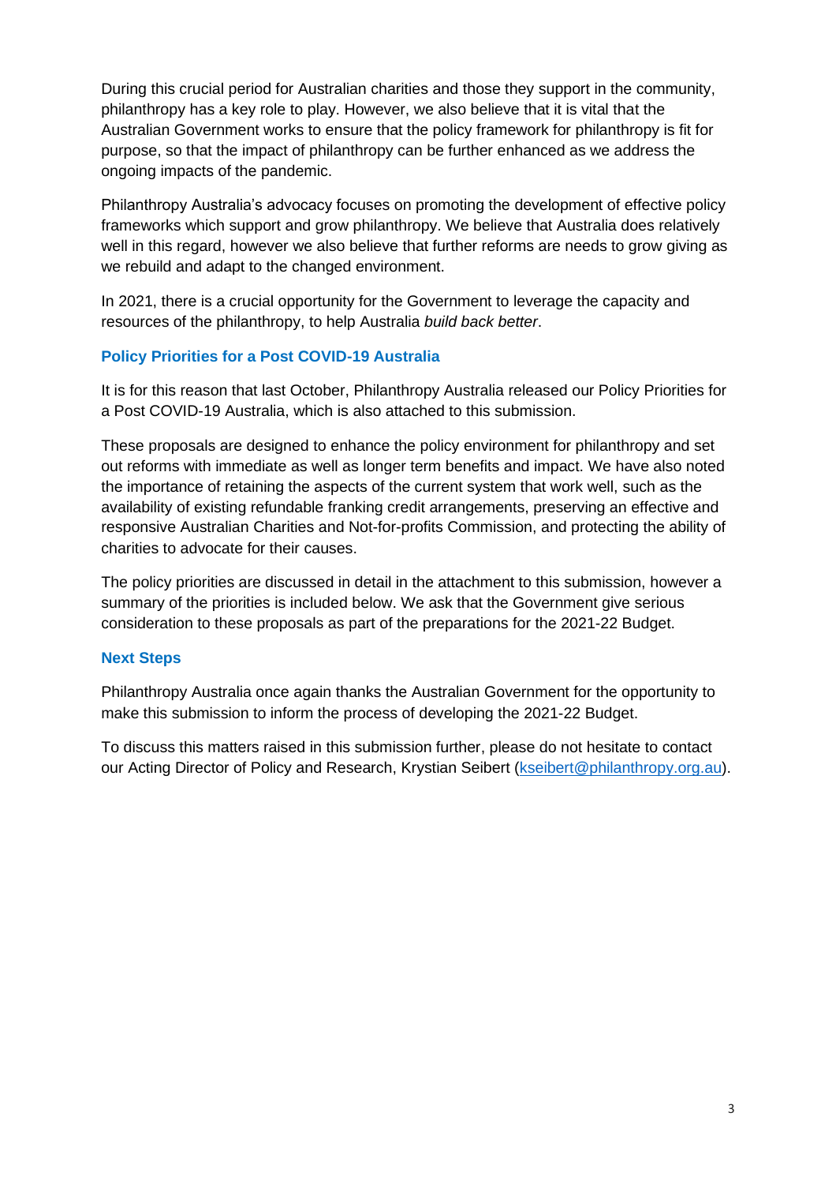During this crucial period for Australian charities and those they support in the community, philanthropy has a key role to play. However, we also believe that it is vital that the Australian Government works to ensure that the policy framework for philanthropy is fit for purpose, so that the impact of philanthropy can be further enhanced as we address the ongoing impacts of the pandemic.

Philanthropy Australia's advocacy focuses on promoting the development of effective policy frameworks which support and grow philanthropy. We believe that Australia does relatively well in this regard, however we also believe that further reforms are needs to grow giving as we rebuild and adapt to the changed environment.

In 2021, there is a crucial opportunity for the Government to leverage the capacity and resources of the philanthropy, to help Australia *build back better*.

## Policy Priorities for a Post COVID-19 Australia

It is for this reason that last October, Philanthropy Australia released our Policy Priorities for a Post COVID-19 Australia, which is also attached to this submission.

These proposals are designed to enhance the policy environment for philanthropy and set out reforms with immediate as well as longer term benefits and impact. We have also noted the importance of retaining the aspects of the current system that work well, such as the availability of existing refundable franking credit arrangements, preserving an effective and responsive Australian Charities and Not-for-profits Commission, and protecting the ability of charities to advocate for their causes.

The policy priorities are discussed in detail in the attachment to this submission, however a summary of the priorities is included below. We ask that the Government give serious consideration to these proposals as part of the preparations for the 2021-22 Budget.

## Next Steps

Philanthropy Australia once again thanks the Australian Government for the opportunity to make this submission to inform the process of developing the 2021-22 Budget.

To discuss this matters raised in this submission further, please do not hesitate to contact our Acting Director of Policy and Research, Krystian Seibert (kseibert@philanthropy.org.au).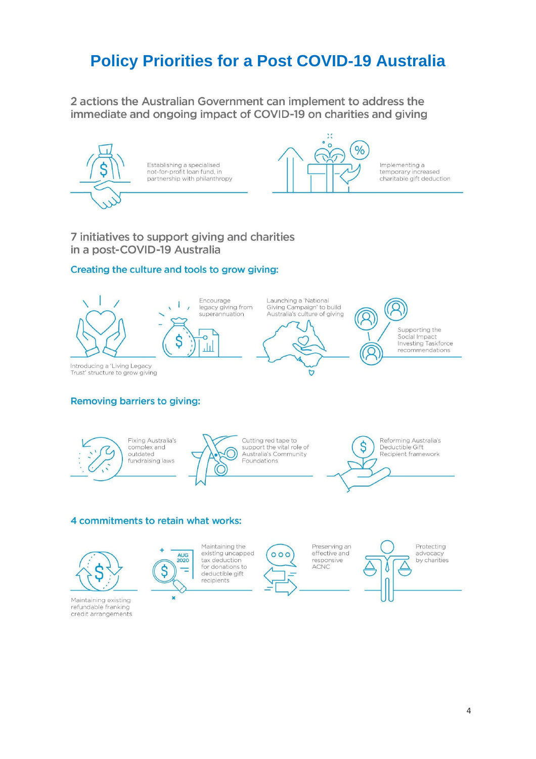# Policy Priorities for a Post COVID-19 Australia

## 2 actions the Australian Government can implement to address the immediate and ongoing impact of COVID-19 on charities and giving

- Establishing a specialised not-for-profit loan fund, in partnership with philanthropy
- Implementing a temporary increased charitable gift deduction

## 7 initiatives to support giving and charities in a post-COVID-19 Australia

### Creating the culture and tools to grow giving:

- Introducing a 'Living Legacy Trust' structure to grow giving
- Encourage legacy giving from superannuation
- Launching a 'National Giving Campaign' to build Australia's culture of giving
- Supporting the Social Impact Investing Taskforce recommendations

### Removing barriers to giving:

- Fixing Australia's complex and outdated fundraising laws
- Cutting red tape to support the vital role of Australia's Community Foundations
- Reforming Australia's Deductible Gift Recipient framework

### 4 commitments to retain what works:

- Maintaining existing refundable franking credit arrangements
- Maintaining the existing uncapped tax deduction for donations to deductible gift recipients
- Preserving an effective and responsive ACNC
- Protecting advocacy by charities